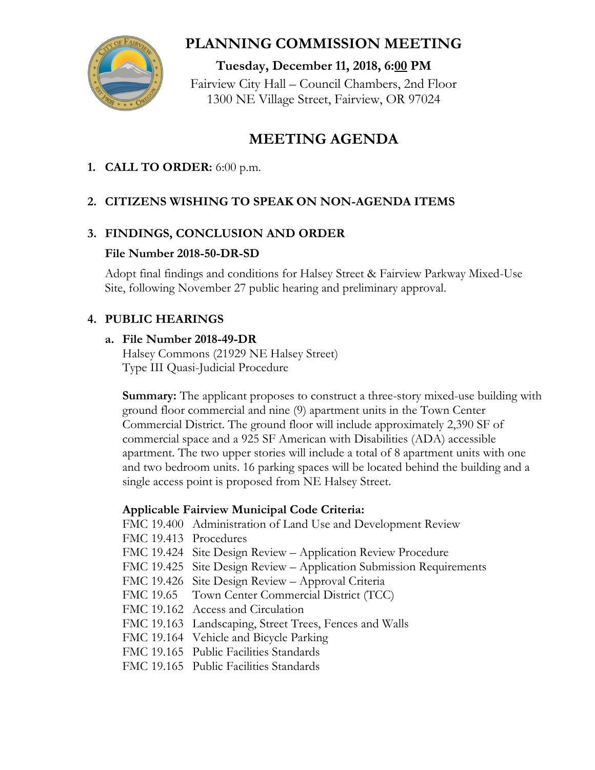# PLANNING COMMISSION MEETING

**Tuesday, December 11, 2018, 6:00 PM**

Fairview City Hall – Council Chambers, 2nd Floor
1300 NE Village Street, Fairview, OR 97024

## MEETING AGENDA

1. **CALL TO ORDER:** 6:00 p.m.

2. **CITIZENS WISHING TO SPEAK ON NON-AGENDA ITEMS**

3. **FINDINGS, CONCLUSION AND ORDER**

   **File Number 2018-50-DR-SD**

   Adopt final findings and conditions for Halsey Street & Fairview Parkway Mixed-Use Site, following November 27 public hearing and preliminary approval.

4. **PUBLIC HEARINGS**

   a. **File Number 2018-49-DR**
      Halsey Commons (21929 NE Halsey Street)
      Type III Quasi-Judicial Procedure

      **Summary:** The applicant proposes to construct a three-story mixed-use building with ground floor commercial and nine (9) apartment units in the Town Center Commercial District. The ground floor will include approximately 2,390 SF of commercial space and a 925 SF American with Disabilities (ADA) accessible apartment. The two upper stories will include a total of 8 apartment units with one and two bedroom units. 16 parking spaces will be located behind the building and a single access point is proposed from NE Halsey Street.

      **Applicable Fairview Municipal Code Criteria:**

      FMC 19.400 Administration of Land Use and Development Review
      FMC 19.413 Procedures
      FMC 19.424 Site Design Review – Application Review Procedure
      FMC 19.425 Site Design Review – Application Submission Requirements
      FMC 19.426 Site Design Review – Approval Criteria
      FMC 19.65 Town Center Commercial District (TCC)
      FMC 19.162 Access and Circulation
      FMC 19.163 Landscaping, Street Trees, Fences and Walls
      FMC 19.164 Vehicle and Bicycle Parking
      FMC 19.165 Public Facilities Standards
      FMC 19.165 Public Facilities Standards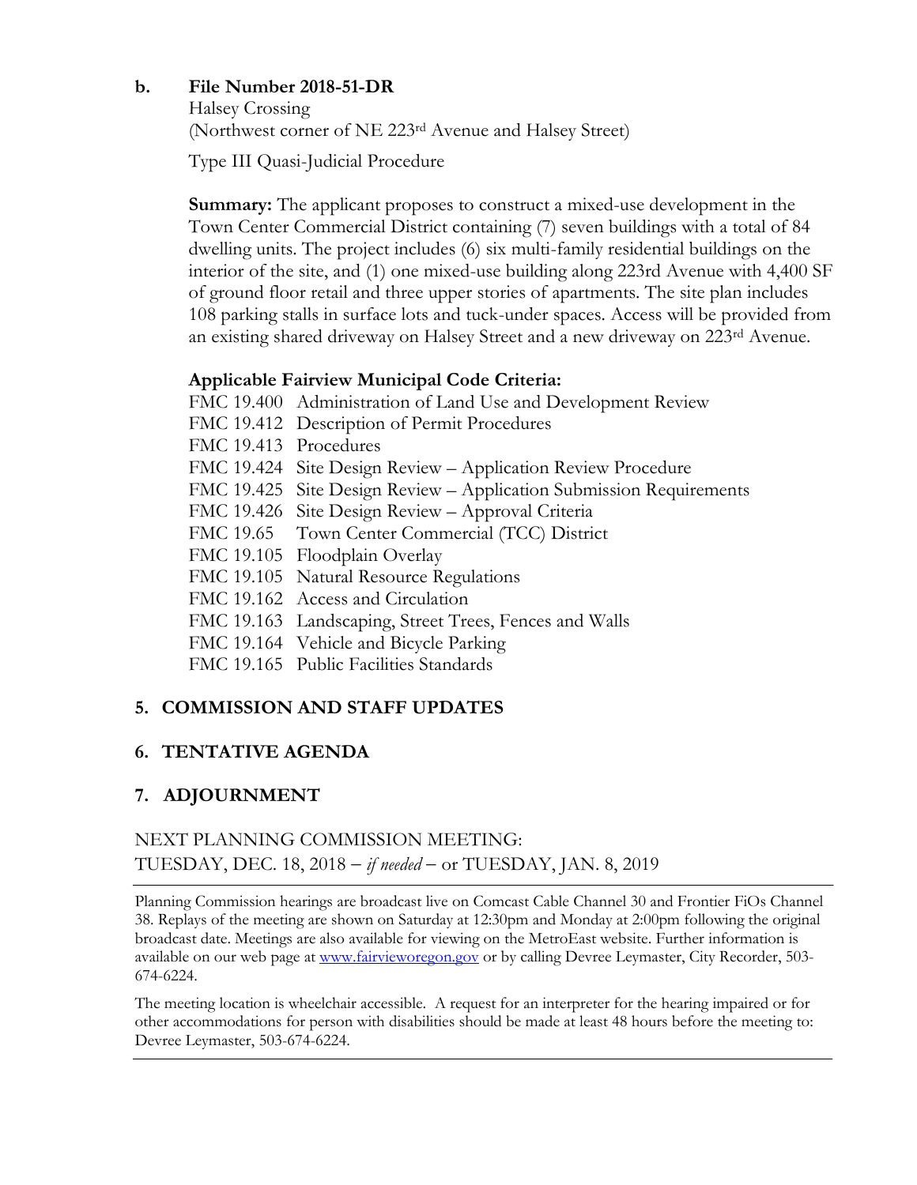**b. File Number 2018-51-DR**

Halsey Crossing
(Northwest corner of NE 223rd Avenue and Halsey Street)

Type III Quasi-Judicial Procedure

**Summary:** The applicant proposes to construct a mixed-use development in the Town Center Commercial District containing (7) seven buildings with a total of 84 dwelling units. The project includes (6) six multi-family residential buildings on the interior of the site, and (1) one mixed-use building along 223rd Avenue with 4,400 SF of ground floor retail and three upper stories of apartments. The site plan includes 108 parking stalls in surface lots and tuck-under spaces. Access will be provided from an existing shared driveway on Halsey Street and a new driveway on 223rd Avenue.

**Applicable Fairview Municipal Code Criteria:**

FMC 19.400 Administration of Land Use and Development Review
FMC 19.412 Description of Permit Procedures
FMC 19.413 Procedures
FMC 19.424 Site Design Review – Application Review Procedure
FMC 19.425 Site Design Review – Application Submission Requirements
FMC 19.426 Site Design Review – Approval Criteria
FMC 19.65 Town Center Commercial (TCC) District
FMC 19.105 Floodplain Overlay
FMC 19.105 Natural Resource Regulations
FMC 19.162 Access and Circulation
FMC 19.163 Landscaping, Street Trees, Fences and Walls
FMC 19.164 Vehicle and Bicycle Parking
FMC 19.165 Public Facilities Standards

## 5. COMMISSION AND STAFF UPDATES

## 6. TENTATIVE AGENDA

## 7. ADJOURNMENT

NEXT PLANNING COMMISSION MEETING:
TUESDAY, DEC. 18, 2018 – *if needed* – or TUESDAY, JAN. 8, 2019

---

Planning Commission hearings are broadcast live on Comcast Cable Channel 30 and Frontier FiOs Channel 38. Replays of the meeting are shown on Saturday at 12:30pm and Monday at 2:00pm following the original broadcast date. Meetings are also available for viewing on the MetroEast website. Further information is available on our web page at www.fairvieworegon.gov or by calling Devree Leymaster, City Recorder, 503-674-6224.

The meeting location is wheelchair accessible. A request for an interpreter for the hearing impaired or for other accommodations for person with disabilities should be made at least 48 hours before the meeting to: Devree Leymaster, 503-674-6224.